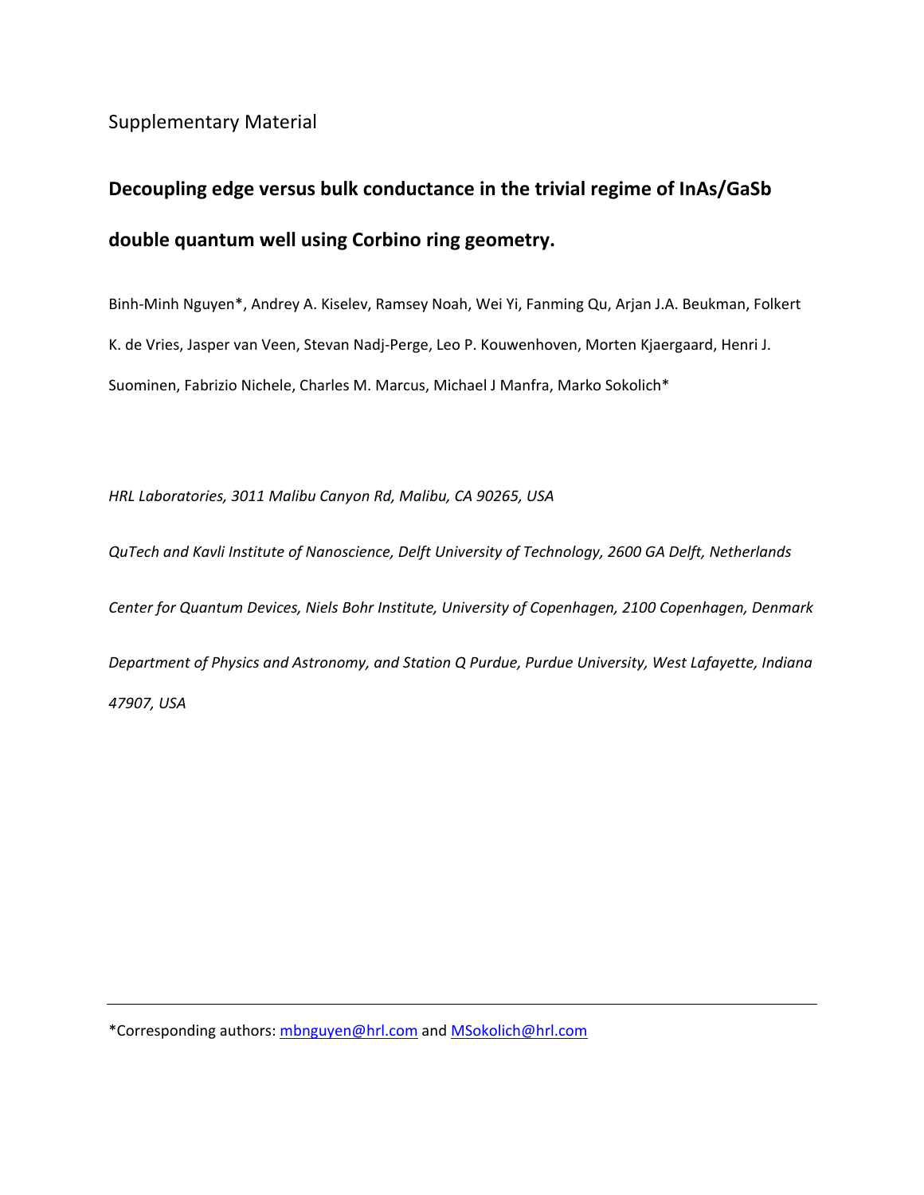Supplementary Material

# Decoupling edge versus bulk conductance in the trivial regime of InAs/GaSb double quantum well using Corbino ring geometry.

Binh-Minh Nguyen*, Andrey A. Kiselev, Ramsey Noah, Wei Yi, Fanming Qu, Arjan J.A. Beukman, Folkert K. de Vries, Jasper van Veen, Stevan Nadj-Perge, Leo P. Kouwenhoven, Morten Kjaergaard, Henri J. Suominen, Fabrizio Nichele, Charles M. Marcus, Michael J Manfra, Marko Sokolich*

*HRL Laboratories, 3011 Malibu Canyon Rd, Malibu, CA 90265, USA*

*QuTech and Kavli Institute of Nanoscience, Delft University of Technology, 2600 GA Delft, Netherlands*

*Center for Quantum Devices, Niels Bohr Institute, University of Copenhagen, 2100 Copenhagen, Denmark*

*Department of Physics and Astronomy, and Station Q Purdue, Purdue University, West Lafayette, Indiana 47907, USA*

---

*Corresponding authors: mbnguyen@hrl.com and MSokolich@hrl.com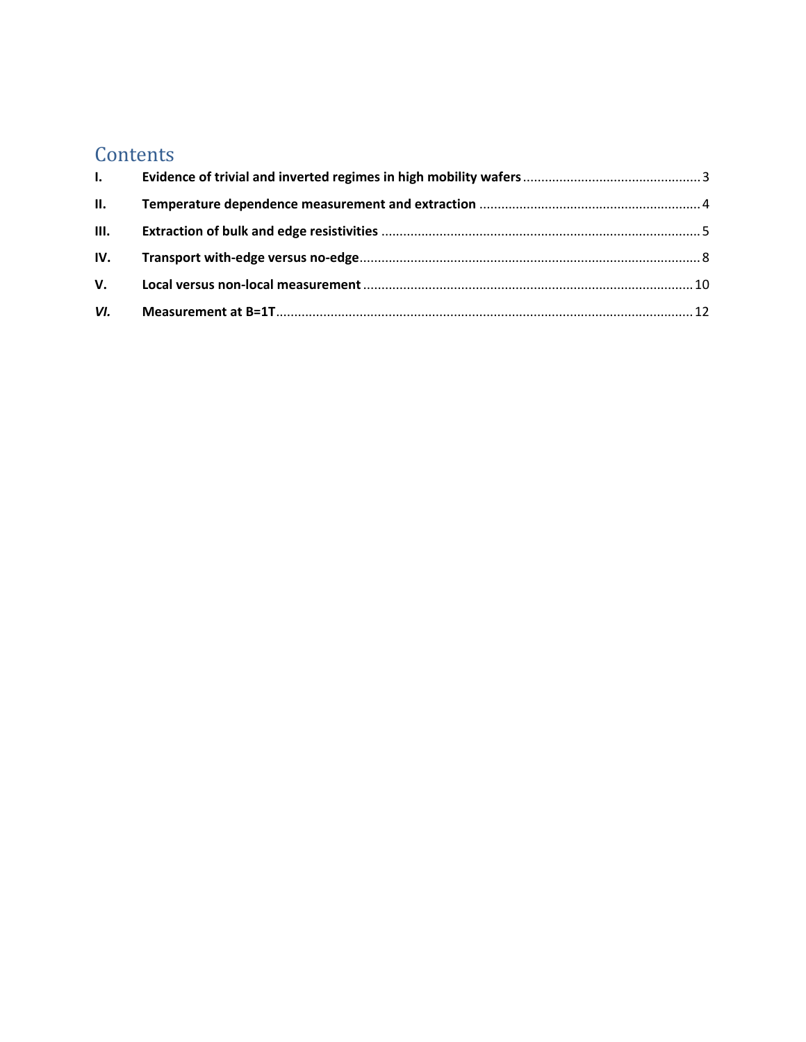# Contents

**I.** **Evidence of trivial and inverted regimes in high mobility wafers** ........ 3

**II.** **Temperature dependence measurement and extraction** ........ 4

**III.** **Extraction of bulk and edge resistivities** ........ 5

**IV.** **Transport with-edge versus no-edge** ........ 8

**V.** **Local versus non-local measurement** ........ 10

***VI.*** **Measurement at B=1T** ........ 12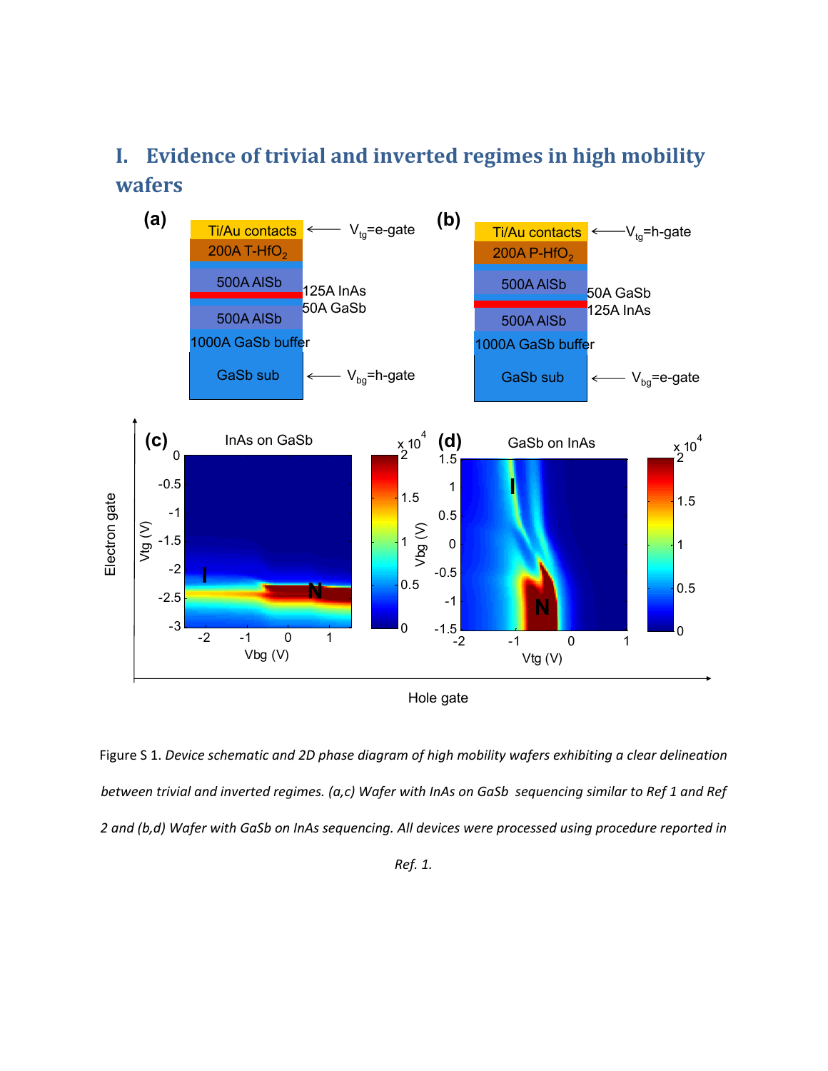# I. Evidence of trivial and inverted regimes in high mobility wafers

Figure S 1. *Device schematic and 2D phase diagram of high mobility wafers exhibiting a clear delineation between trivial and inverted regimes. (a,c) Wafer with InAs on GaSb sequencing similar to Ref 1 and Ref 2 and (b,d) Wafer with GaSb on InAs sequencing. All devices were processed using procedure reported in Ref. 1.*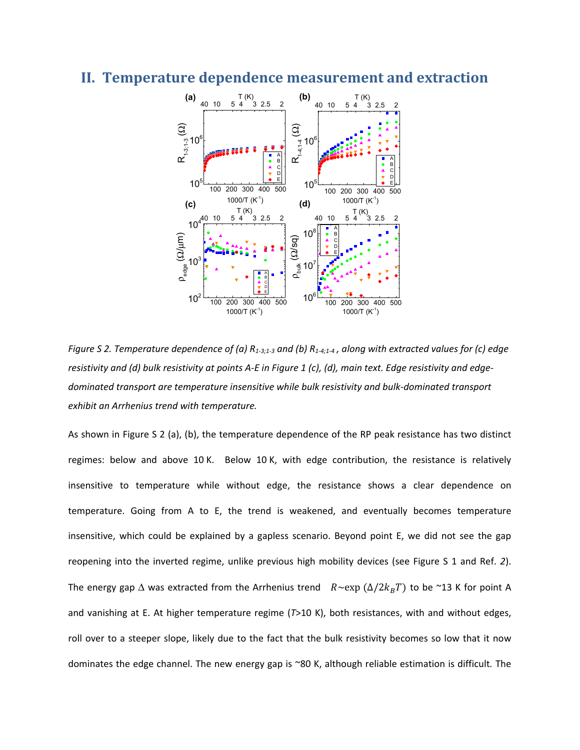## II. Temperature dependence measurement and extraction

*Figure S 2. Temperature dependence of (a) $R_{1\text{-}3;1\text{-}3}$ and (b) $R_{1\text{-}4;1\text{-}4}$ , along with extracted values for (c) edge resistivity and (d) bulk resistivity at points A-E in Figure 1 (c), (d), main text. Edge resistivity and edge-dominated transport are temperature insensitive while bulk resistivity and bulk-dominated transport exhibit an Arrhenius trend with temperature.*

As shown in Figure S 2 (a), (b), the temperature dependence of the RP peak resistance has two distinct regimes: below and above 10 K. Below 10 K, with edge contribution, the resistance is relatively insensitive to temperature while without edge, the resistance shows a clear dependence on temperature. Going from A to E, the trend is weakened, and eventually becomes temperature insensitive, which could be explained by a gapless scenario. Beyond point E, we did not see the gap reopening into the inverted regime, unlike previous high mobility devices (see Figure S 1 and Ref. *2*). The energy gap Δ was extracted from the Arrhenius trend $R \sim \exp(\Delta/2k_BT)$ to be ~13 K for point A and vanishing at E. At higher temperature regime (*T*>10 K), both resistances, with and without edges, roll over to a steeper slope, likely due to the fact that the bulk resistivity becomes so low that it now dominates the edge channel. The new energy gap is ~80 K, although reliable estimation is difficult. The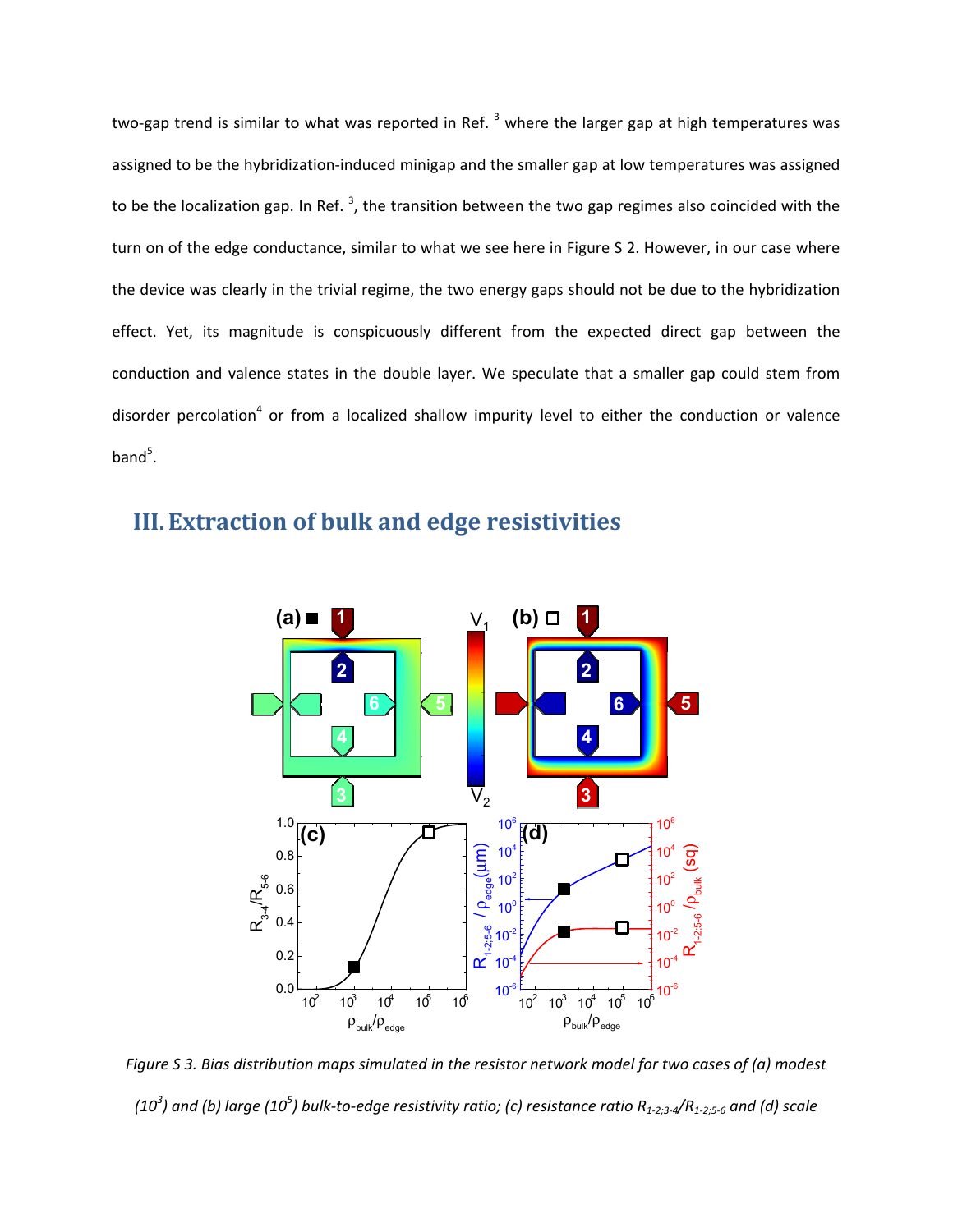two-gap trend is similar to what was reported in Ref. [3] where the larger gap at high temperatures was assigned to be the hybridization-induced minigap and the smaller gap at low temperatures was assigned to be the localization gap. In Ref. [3], the transition between the two gap regimes also coincided with the turn on of the edge conductance, similar to what we see here in Figure S 2. However, in our case where the device was clearly in the trivial regime, the two energy gaps should not be due to the hybridization effect. Yet, its magnitude is conspicuously different from the expected direct gap between the conduction and valence states in the double layer. We speculate that a smaller gap could stem from disorder percolation[4] or from a localized shallow impurity level to either the conduction or valence band[5].

## III. Extraction of bulk and edge resistivities

*Figure S 3. Bias distribution maps simulated in the resistor network model for two cases of (a) modest ($10^3$) and (b) large ($10^5$) bulk-to-edge resistivity ratio; (c) resistance ratio $R_{1\text{-}2;3\text{-}4}/R_{1\text{-}2;5\text{-}6}$ and (d) scale*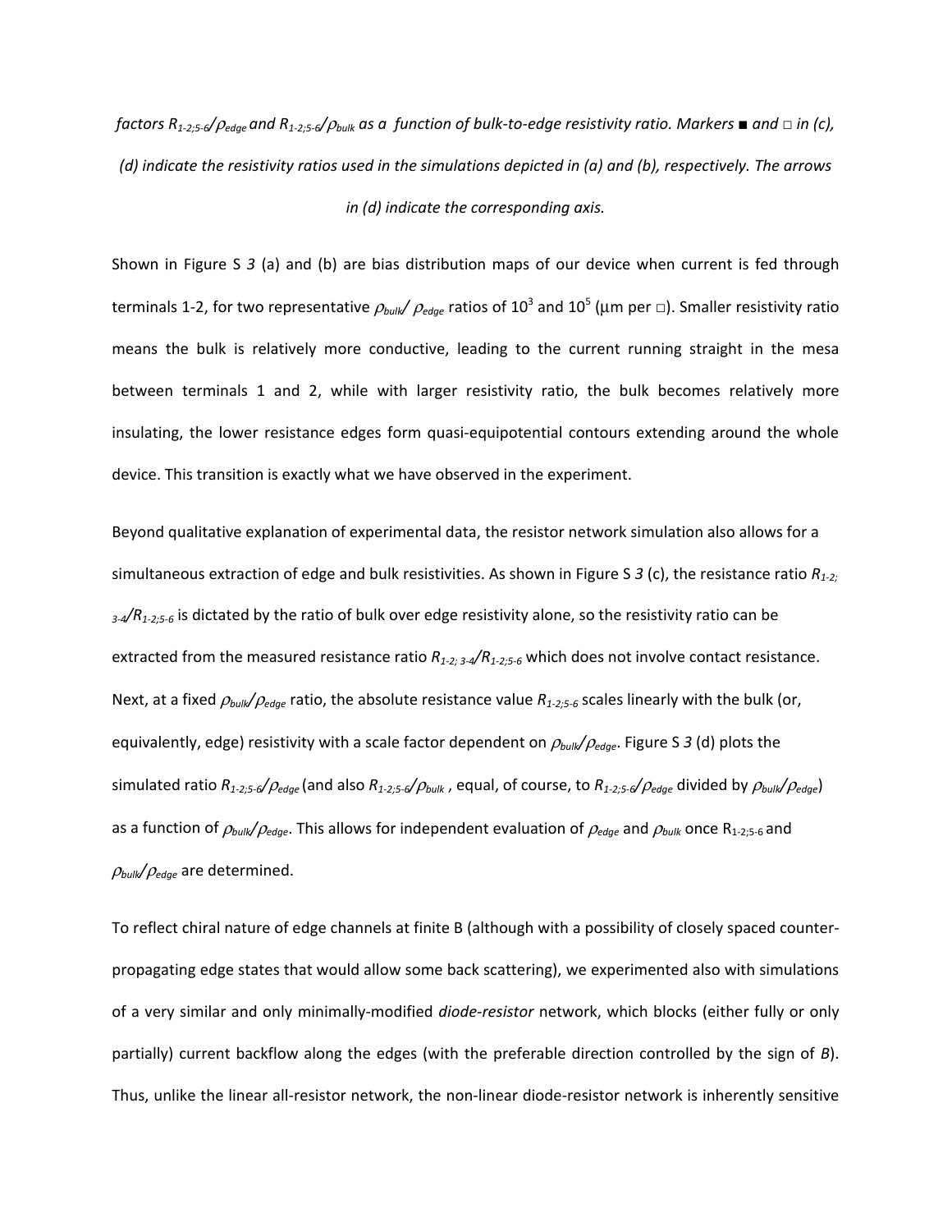*factors $R_{1\text{-}2;5\text{-}6}/\rho_{edge}$ and $R_{1\text{-}2;5\text{-}6}/\rho_{bulk}$ as a function of bulk-to-edge resistivity ratio. Markers ■ and □ in (c), (d) indicate the resistivity ratios used in the simulations depicted in (a) and (b), respectively. The arrows in (d) indicate the corresponding axis.*

Shown in Figure S *3* (a) and (b) are bias distribution maps of our device when current is fed through terminals 1-2, for two representative $\rho_{bulk}/\rho_{edge}$ ratios of $10^3$ and $10^5$ (μm per □). Smaller resistivity ratio means the bulk is relatively more conductive, leading to the current running straight in the mesa between terminals 1 and 2, while with larger resistivity ratio, the bulk becomes relatively more insulating, the lower resistance edges form quasi-equipotential contours extending around the whole device. This transition is exactly what we have observed in the experiment.

Beyond qualitative explanation of experimental data, the resistor network simulation also allows for a simultaneous extraction of edge and bulk resistivities. As shown in Figure S *3* (c), the resistance ratio $R_{1\text{-}2;3\text{-}4}/R_{1\text{-}2;5\text{-}6}$ is dictated by the ratio of bulk over edge resistivity alone, so the resistivity ratio can be extracted from the measured resistance ratio $R_{1\text{-}2;3\text{-}4}/R_{1\text{-}2;5\text{-}6}$ which does not involve contact resistance. Next, at a fixed $\rho_{bulk}/\rho_{edge}$ ratio, the absolute resistance value $R_{1\text{-}2;5\text{-}6}$ scales linearly with the bulk (or, equivalently, edge) resistivity with a scale factor dependent on $\rho_{bulk}/\rho_{edge}$. Figure S *3* (d) plots the simulated ratio $R_{1\text{-}2;5\text{-}6}/\rho_{edge}$ (and also $R_{1\text{-}2;5\text{-}6}/\rho_{bulk}$, equal, of course, to $R_{1\text{-}2;5\text{-}6}/\rho_{edge}$ divided by $\rho_{bulk}/\rho_{edge}$) as a function of $\rho_{bulk}/\rho_{edge}$. This allows for independent evaluation of $\rho_{edge}$ and $\rho_{bulk}$ once $R_{1\text{-}2;5\text{-}6}$ and $\rho_{bulk}/\rho_{edge}$ are determined.

To reflect chiral nature of edge channels at finite B (although with a possibility of closely spaced counter-propagating edge states that would allow some back scattering), we experimented also with simulations of a very similar and only minimally-modified *diode-resistor* network, which blocks (either fully or only partially) current backflow along the edges (with the preferable direction controlled by the sign of *B*). Thus, unlike the linear all-resistor network, the non-linear diode-resistor network is inherently sensitive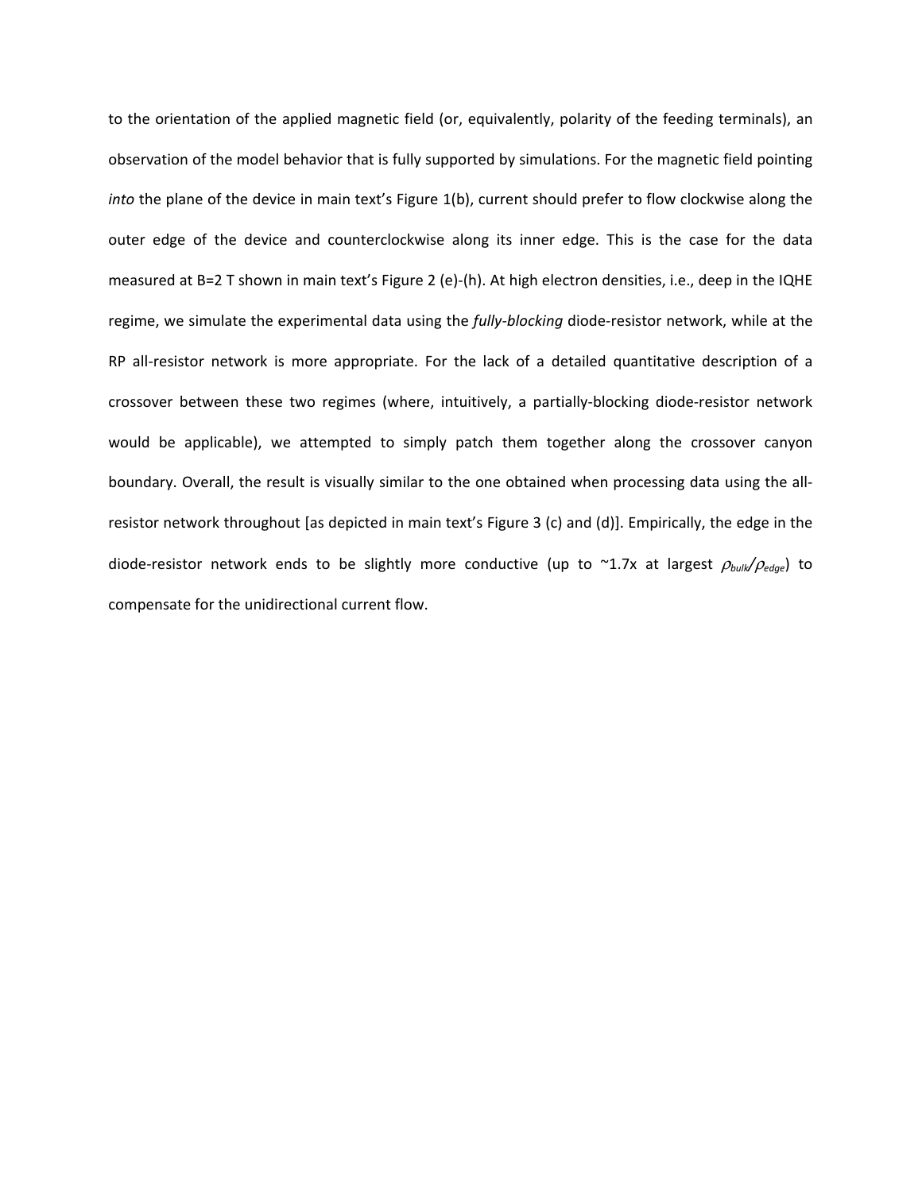to the orientation of the applied magnetic field (or, equivalently, polarity of the feeding terminals), an observation of the model behavior that is fully supported by simulations. For the magnetic field pointing *into* the plane of the device in main text's Figure 1(b), current should prefer to flow clockwise along the outer edge of the device and counterclockwise along its inner edge. This is the case for the data measured at B=2 T shown in main text's Figure 2 (e)-(h). At high electron densities, i.e., deep in the IQHE regime, we simulate the experimental data using the *fully-blocking* diode-resistor network, while at the RP all-resistor network is more appropriate. For the lack of a detailed quantitative description of a crossover between these two regimes (where, intuitively, a partially-blocking diode-resistor network would be applicable), we attempted to simply patch them together along the crossover canyon boundary. Overall, the result is visually similar to the one obtained when processing data using the all-resistor network throughout [as depicted in main text's Figure 3 (c) and (d)]. Empirically, the edge in the diode-resistor network ends to be slightly more conductive (up to ~1.7x at largest $\rho_{bulk}/\rho_{edge}$) to compensate for the unidirectional current flow.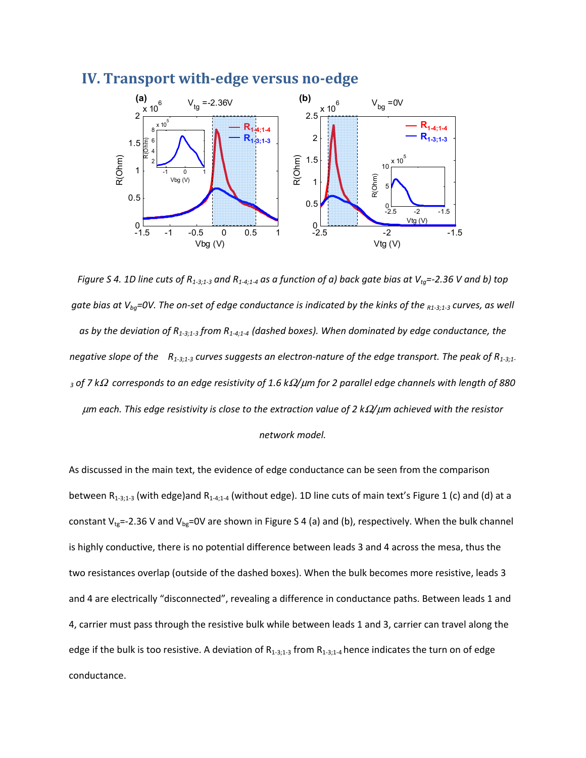## IV. Transport with-edge versus no-edge

*Figure S 4. 1D line cuts of $R_{1\text{-}3;1\text{-}3}$ and $R_{1\text{-}4;1\text{-}4}$ as a function of a) back gate bias at $V_{tg}$=-2.36 V and b) top gate bias at $V_{bg}$=0V. The on-set of edge conductance is indicated by the kinks of the $_{R1\text{-}3;1\text{-}3}$ curves, as well as by the deviation of $R_{1\text{-}3;1\text{-}3}$ from $R_{1\text{-}4;1\text{-}4}$ (dashed boxes). When dominated by edge conductance, the negative slope of the $R_{1\text{-}3;1\text{-}3}$ curves suggests an electron-nature of the edge transport. The peak of $R_{1\text{-}3;1\text{-}3}$ of 7 kΩ corresponds to an edge resistivity of 1.6 kΩ/μm for 2 parallel edge channels with length of 880 μm each. This edge resistivity is close to the extraction value of 2 kΩ/μm achieved with the resistor network model.*

As discussed in the main text, the evidence of edge conductance can be seen from the comparison between $R_{1\text{-}3;1\text{-}3}$ (with edge)and $R_{1\text{-}4;1\text{-}4}$ (without edge). 1D line cuts of main text's Figure 1 (c) and (d) at a constant $V_{tg}$=-2.36 V and $V_{bg}$=0V are shown in Figure S 4 (a) and (b), respectively. When the bulk channel is highly conductive, there is no potential difference between leads 3 and 4 across the mesa, thus the two resistances overlap (outside of the dashed boxes). When the bulk becomes more resistive, leads 3 and 4 are electrically "disconnected", revealing a difference in conductance paths. Between leads 1 and 4, carrier must pass through the resistive bulk while between leads 1 and 3, carrier can travel along the edge if the bulk is too resistive. A deviation of $R_{1\text{-}3;1\text{-}3}$ from $R_{1\text{-}3;1\text{-}4}$ hence indicates the turn on of edge conductance.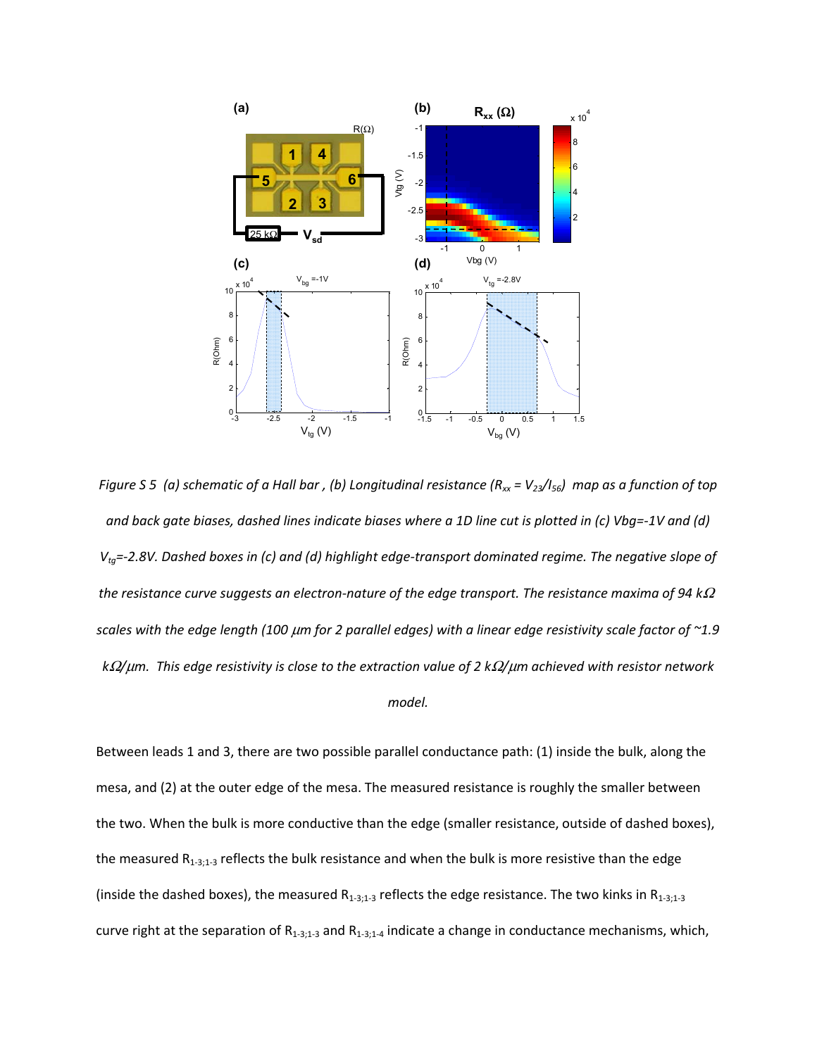*Figure S 5 (a) schematic of a Hall bar , (b) Longitudinal resistance ($R_{xx} = V_{23}/I_{56}$) map as a function of top and back gate biases, dashed lines indicate biases where a 1D line cut is plotted in (c) Vbg=-1V and (d) $V_{tg}$=-2.8V. Dashed boxes in (c) and (d) highlight edge-transport dominated regime. The negative slope of the resistance curve suggests an electron-nature of the edge transport. The resistance maxima of 94 kΩ scales with the edge length (100 μm for 2 parallel edges) with a linear edge resistivity scale factor of ~1.9 kΩ/μm. This edge resistivity is close to the extraction value of 2 kΩ/μm achieved with resistor network model.*

Between leads 1 and 3, there are two possible parallel conductance path: (1) inside the bulk, along the mesa, and (2) at the outer edge of the mesa. The measured resistance is roughly the smaller between the two. When the bulk is more conductive than the edge (smaller resistance, outside of dashed boxes), the measured $R_{1\text{-}3;1\text{-}3}$ reflects the bulk resistance and when the bulk is more resistive than the edge (inside the dashed boxes), the measured $R_{1\text{-}3;1\text{-}3}$ reflects the edge resistance. The two kinks in $R_{1\text{-}3;1\text{-}3}$ curve right at the separation of $R_{1\text{-}3;1\text{-}3}$ and $R_{1\text{-}3;1\text{-}4}$ indicate a change in conductance mechanisms, which,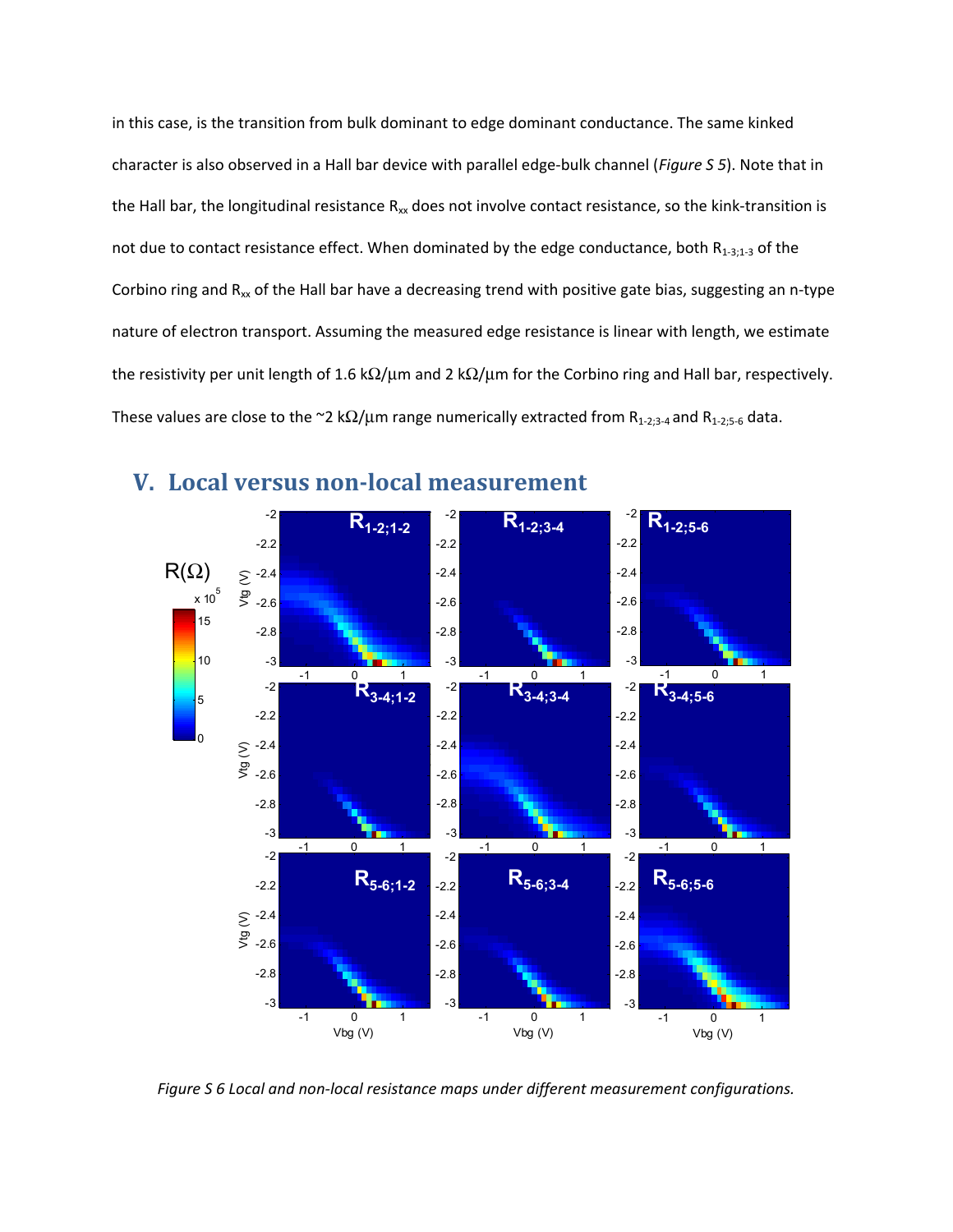in this case, is the transition from bulk dominant to edge dominant conductance. The same kinked character is also observed in a Hall bar device with parallel edge-bulk channel (*Figure S 5*). Note that in the Hall bar, the longitudinal resistance $R_{xx}$ does not involve contact resistance, so the kink-transition is not due to contact resistance effect. When dominated by the edge conductance, both $R_{1\text{-}3;1\text{-}3}$ of the Corbino ring and $R_{xx}$ of the Hall bar have a decreasing trend with positive gate bias, suggesting an n-type nature of electron transport. Assuming the measured edge resistance is linear with length, we estimate the resistivity per unit length of 1.6 kΩ/μm and 2 kΩ/μm for the Corbino ring and Hall bar, respectively. These values are close to the ~2 kΩ/μm range numerically extracted from $R_{1\text{-}2;3\text{-}4}$ and $R_{1\text{-}2;5\text{-}6}$ data.

## V. Local versus non-local measurement

*Figure S 6 Local and non-local resistance maps under different measurement configurations.*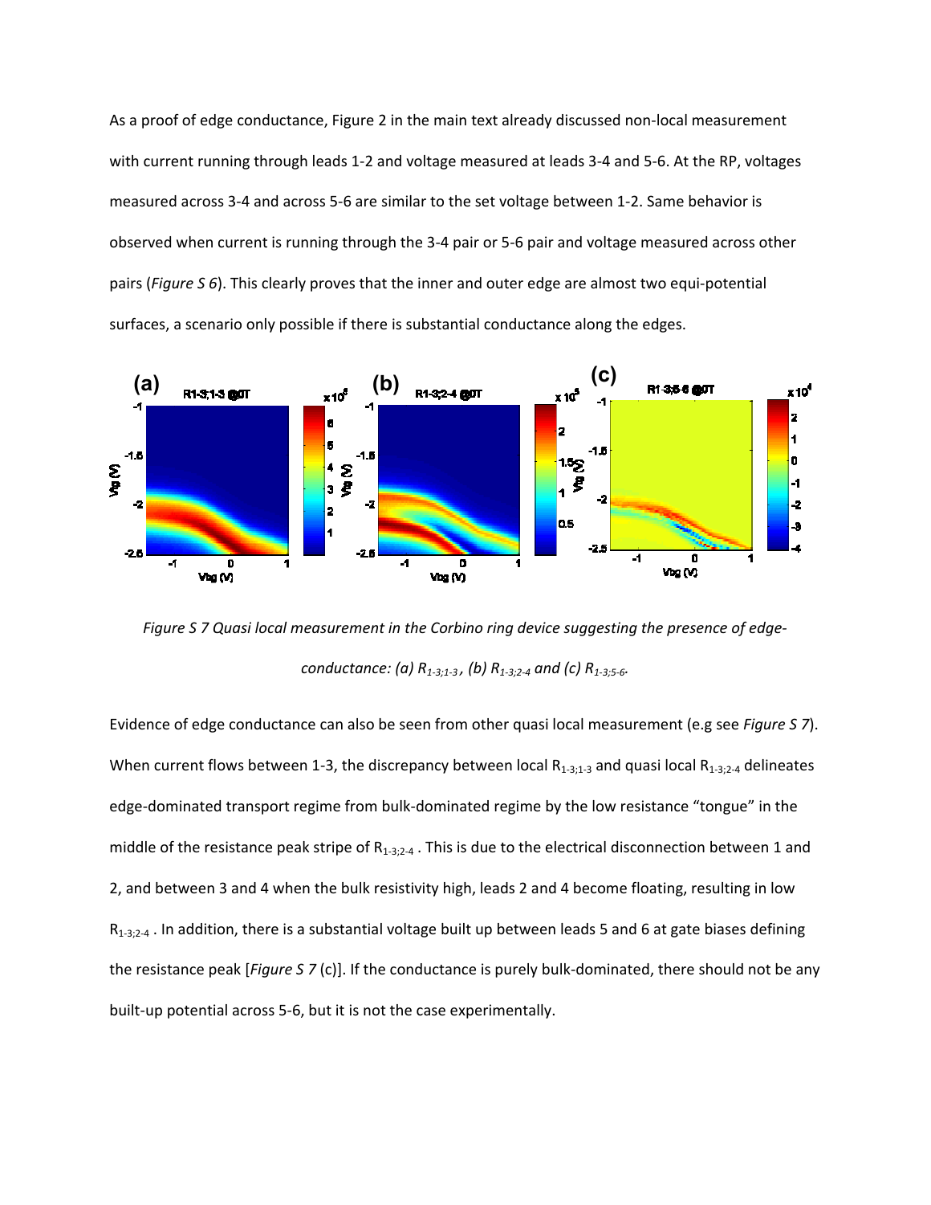As a proof of edge conductance, Figure 2 in the main text already discussed non-local measurement with current running through leads 1-2 and voltage measured at leads 3-4 and 5-6. At the RP, voltages measured across 3-4 and across 5-6 are similar to the set voltage between 1-2. Same behavior is observed when current is running through the 3-4 pair or 5-6 pair and voltage measured across other pairs (*Figure S 6*). This clearly proves that the inner and outer edge are almost two equi-potential surfaces, a scenario only possible if there is substantial conductance along the edges.

*Figure S 7 Quasi local measurement in the Corbino ring device suggesting the presence of edge-conductance: (a) $R_{1\text{-}3;1\text{-}3}$ , (b) $R_{1\text{-}3;2\text{-}4}$ and (c) $R_{1\text{-}3;5\text{-}6}$.*

Evidence of edge conductance can also be seen from other quasi local measurement (e.g see *Figure S 7*). When current flows between 1-3, the discrepancy between local $R_{1\text{-}3;1\text{-}3}$ and quasi local $R_{1\text{-}3;2\text{-}4}$ delineates edge-dominated transport regime from bulk-dominated regime by the low resistance "tongue" in the middle of the resistance peak stripe of $R_{1\text{-}3;2\text{-}4}$ . This is due to the electrical disconnection between 1 and 2, and between 3 and 4 when the bulk resistivity high, leads 2 and 4 become floating, resulting in low $R_{1\text{-}3;2\text{-}4}$ . In addition, there is a substantial voltage built up between leads 5 and 6 at gate biases defining the resistance peak [*Figure S 7* (c)]. If the conductance is purely bulk-dominated, there should not be any built-up potential across 5-6, but it is not the case experimentally.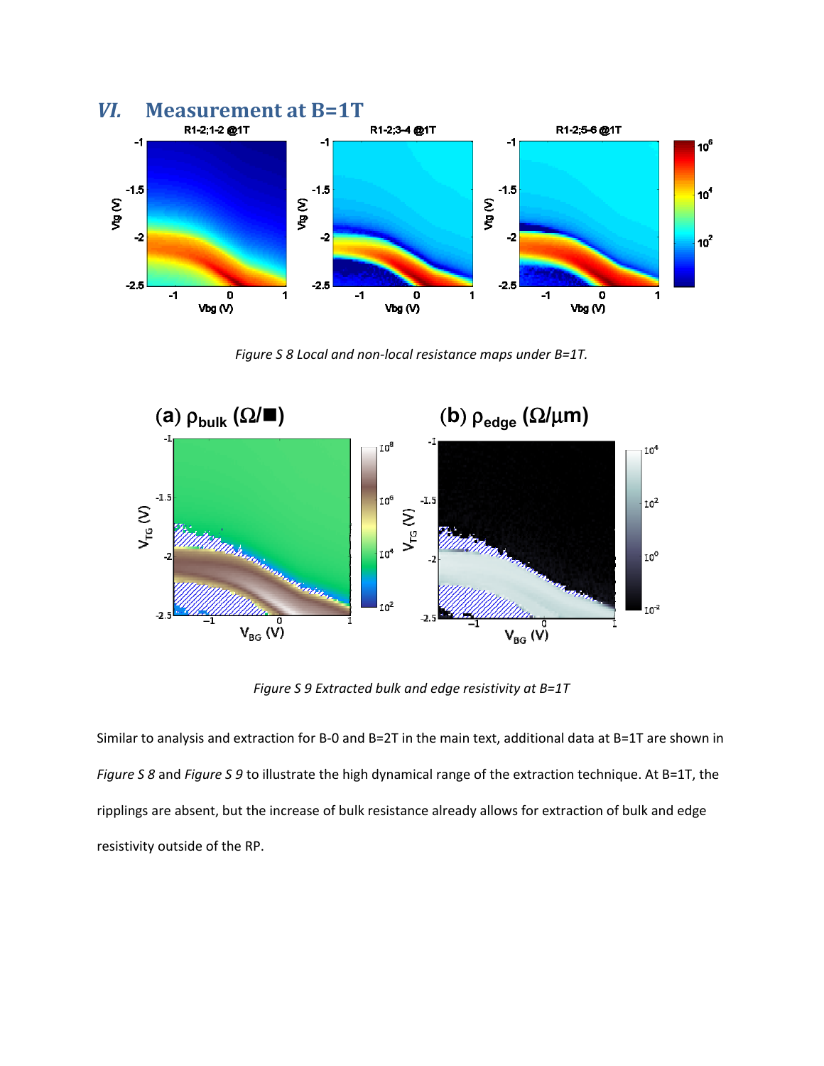# *VI.* Measurement at B=1T

*Figure S 8 Local and non-local resistance maps under B=1T.*

*Figure S 9 Extracted bulk and edge resistivity at B=1T*

Similar to analysis and extraction for B-0 and B=2T in the main text, additional data at B=1T are shown in *Figure S 8* and *Figure S 9* to illustrate the high dynamical range of the extraction technique. At B=1T, the ripplings are absent, but the increase of bulk resistance already allows for extraction of bulk and edge resistivity outside of the RP.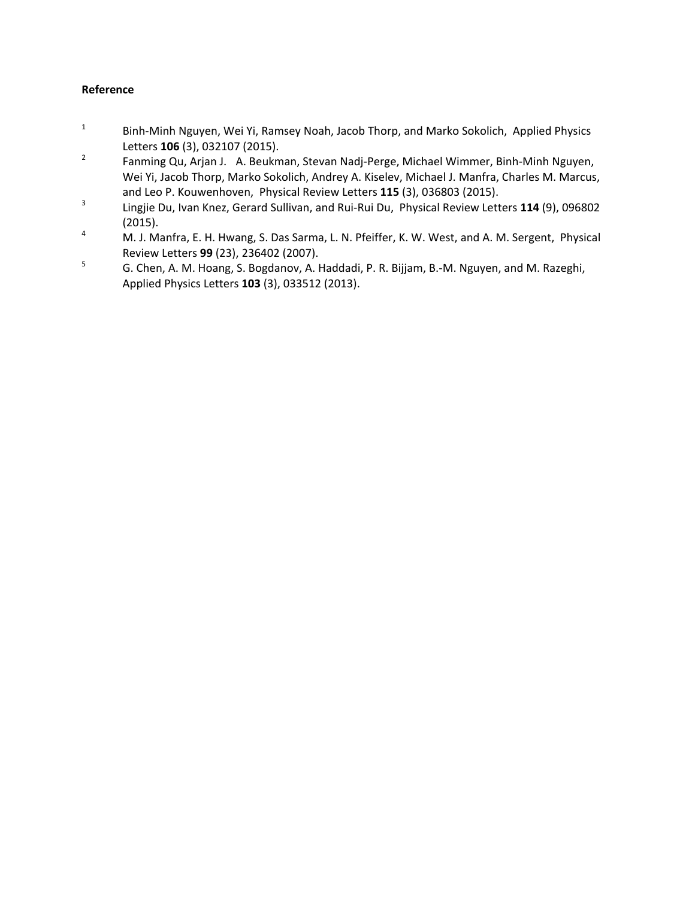**Reference**

[1] Binh-Minh Nguyen, Wei Yi, Ramsey Noah, Jacob Thorp, and Marko Sokolich, Applied Physics Letters **106** (3), 032107 (2015).

[2] Fanming Qu, Arjan J. A. Beukman, Stevan Nadj-Perge, Michael Wimmer, Binh-Minh Nguyen, Wei Yi, Jacob Thorp, Marko Sokolich, Andrey A. Kiselev, Michael J. Manfra, Charles M. Marcus, and Leo P. Kouwenhoven, Physical Review Letters **115** (3), 036803 (2015).

[3] Lingjie Du, Ivan Knez, Gerard Sullivan, and Rui-Rui Du, Physical Review Letters **114** (9), 096802 (2015).

[4] M. J. Manfra, E. H. Hwang, S. Das Sarma, L. N. Pfeiffer, K. W. West, and A. M. Sergent, Physical Review Letters **99** (23), 236402 (2007).

[5] G. Chen, A. M. Hoang, S. Bogdanov, A. Haddadi, P. R. Bijjam, B.-M. Nguyen, and M. Razeghi, Applied Physics Letters **103** (3), 033512 (2013).